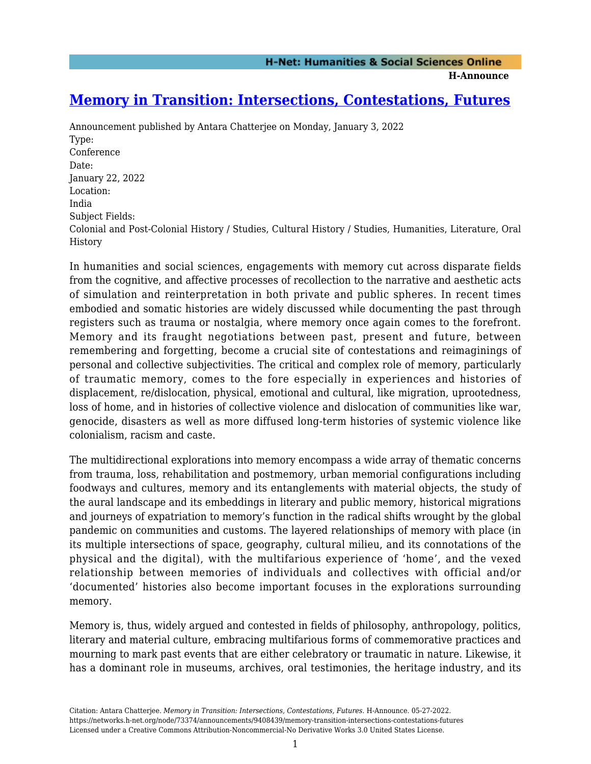# [Memory in Transition: Intersections, Contestations, Futures](https://networks.h-net.org/node/73374/announcements/9408439/memory-transition-intersections-contestations-futures)

Announcement published by Antara Chatterjee on Monday, January 3, 2022

Type:
Conference

Date:
January 22, 2022

Location:
India

Subject Fields:
Colonial and Post-Colonial History / Studies, Cultural History / Studies, Humanities, Literature, Oral History

In humanities and social sciences, engagements with memory cut across disparate fields from the cognitive, and affective processes of recollection to the narrative and aesthetic acts of simulation and reinterpretation in both private and public spheres. In recent times embodied and somatic histories are widely discussed while documenting the past through registers such as trauma or nostalgia, where memory once again comes to the forefront. Memory and its fraught negotiations between past, present and future, between remembering and forgetting, become a crucial site of contestations and reimaginings of personal and collective subjectivities. The critical and complex role of memory, particularly of traumatic memory, comes to the fore especially in experiences and histories of displacement, re/dislocation, physical, emotional and cultural, like migration, uprootedness, loss of home, and in histories of collective violence and dislocation of communities like war, genocide, disasters as well as more diffused long-term histories of systemic violence like colonialism, racism and caste.

The multidirectional explorations into memory encompass a wide array of thematic concerns from trauma, loss, rehabilitation and postmemory, urban memorial configurations including foodways and cultures, memory and its entanglements with material objects, the study of the aural landscape and its embeddings in literary and public memory, historical migrations and journeys of expatriation to memory's function in the radical shifts wrought by the global pandemic on communities and customs. The layered relationships of memory with place (in its multiple intersections of space, geography, cultural milieu, and its connotations of the physical and the digital), with the multifarious experience of 'home', and the vexed relationship between memories of individuals and collectives with official and/or 'documented' histories also become important focuses in the explorations surrounding memory.

Memory is, thus, widely argued and contested in fields of philosophy, anthropology, politics, literary and material culture, embracing multifarious forms of commemorative practices and mourning to mark past events that are either celebratory or traumatic in nature. Likewise, it has a dominant role in museums, archives, oral testimonies, the heritage industry, and its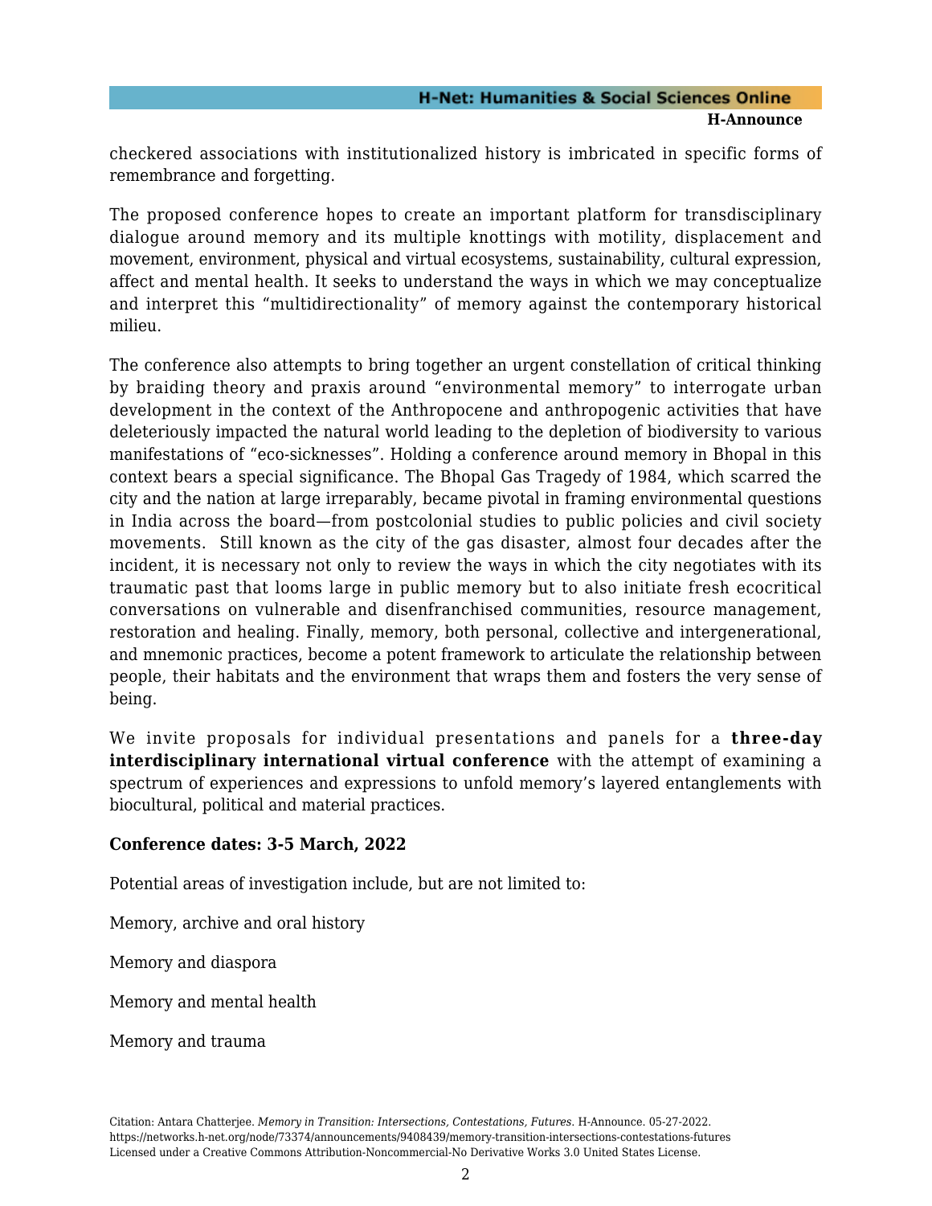checkered associations with institutionalized history is imbricated in specific forms of remembrance and forgetting.

The proposed conference hopes to create an important platform for transdisciplinary dialogue around memory and its multiple knottings with motility, displacement and movement, environment, physical and virtual ecosystems, sustainability, cultural expression, affect and mental health. It seeks to understand the ways in which we may conceptualize and interpret this “multidirectionality” of memory against the contemporary historical milieu.

The conference also attempts to bring together an urgent constellation of critical thinking by braiding theory and praxis around “environmental memory” to interrogate urban development in the context of the Anthropocene and anthropogenic activities that have deleteriously impacted the natural world leading to the depletion of biodiversity to various manifestations of “eco-sicknesses”. Holding a conference around memory in Bhopal in this context bears a special significance. The Bhopal Gas Tragedy of 1984, which scarred the city and the nation at large irreparably, became pivotal in framing environmental questions in India across the board—from postcolonial studies to public policies and civil society movements. Still known as the city of the gas disaster, almost four decades after the incident, it is necessary not only to review the ways in which the city negotiates with its traumatic past that looms large in public memory but to also initiate fresh ecocritical conversations on vulnerable and disenfranchised communities, resource management, restoration and healing. Finally, memory, both personal, collective and intergenerational, and mnemonic practices, become a potent framework to articulate the relationship between people, their habitats and the environment that wraps them and fosters the very sense of being.

We invite proposals for individual presentations and panels for a **three-day interdisciplinary international virtual conference** with the attempt of examining a spectrum of experiences and expressions to unfold memory’s layered entanglements with biocultural, political and material practices.

**Conference dates: 3-5 March, 2022**

Potential areas of investigation include, but are not limited to:

Memory, archive and oral history

Memory and diaspora

Memory and mental health

Memory and trauma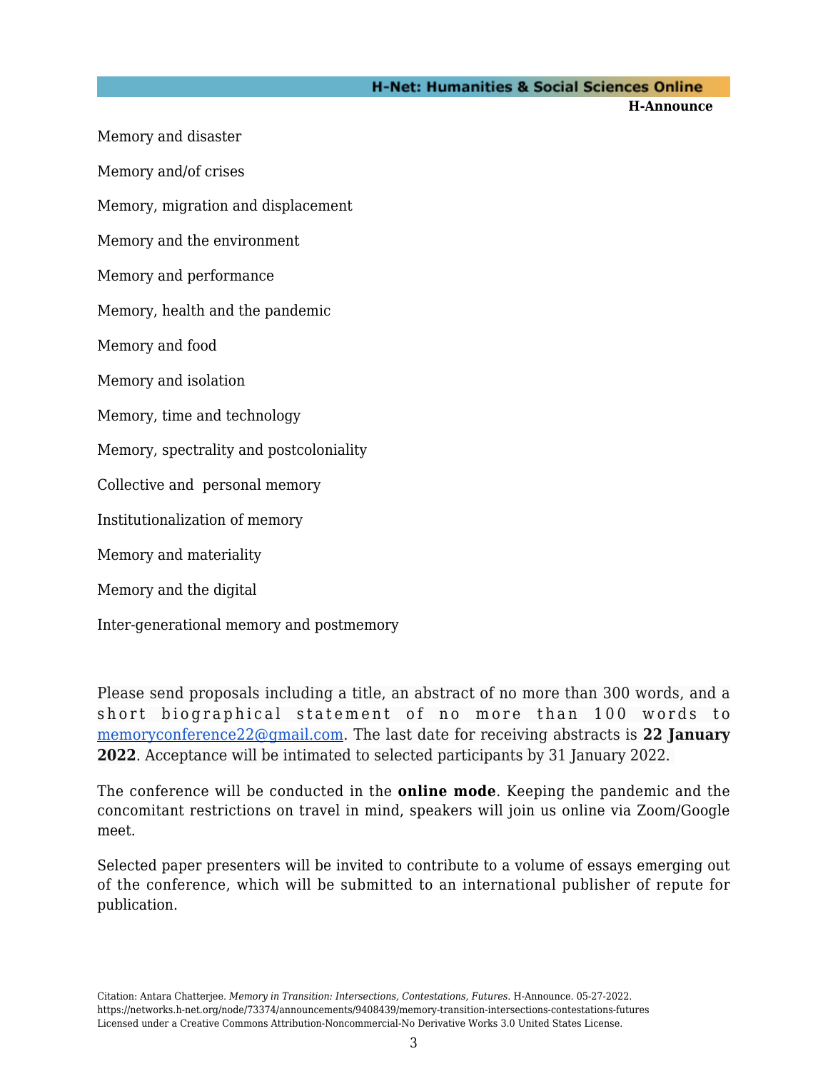Memory and disaster

Memory and/of crises

Memory, migration and displacement

Memory and the environment

Memory and performance

Memory, health and the pandemic

Memory and food

Memory and isolation

Memory, time and technology

Memory, spectrality and postcoloniality

Collective and personal memory

Institutionalization of memory

Memory and materiality

Memory and the digital

Inter-generational memory and postmemory

Please send proposals including a title, an abstract of no more than 300 words, and a short biographical statement of no more than 100 words to memoryconference22@gmail.com. The last date for receiving abstracts is **22 January 2022**. Acceptance will be intimated to selected participants by 31 January 2022.

The conference will be conducted in the **online mode**. Keeping the pandemic and the concomitant restrictions on travel in mind, speakers will join us online via Zoom/Google meet.

Selected paper presenters will be invited to contribute to a volume of essays emerging out of the conference, which will be submitted to an international publisher of repute for publication.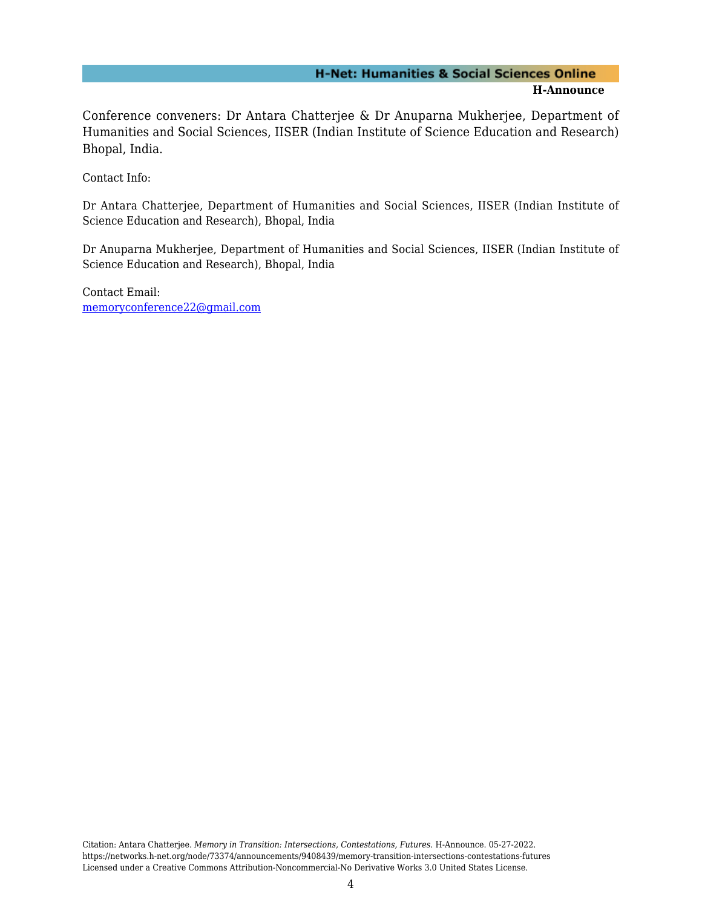Conference conveners: Dr Antara Chatterjee & Dr Anuparna Mukherjee, Department of Humanities and Social Sciences, IISER (Indian Institute of Science Education and Research) Bhopal, India.

Contact Info:

Dr Antara Chatterjee, Department of Humanities and Social Sciences, IISER (Indian Institute of Science Education and Research), Bhopal, India

Dr Anuparna Mukherjee, Department of Humanities and Social Sciences, IISER (Indian Institute of Science Education and Research), Bhopal, India

Contact Email:
memoryconference22@gmail.com